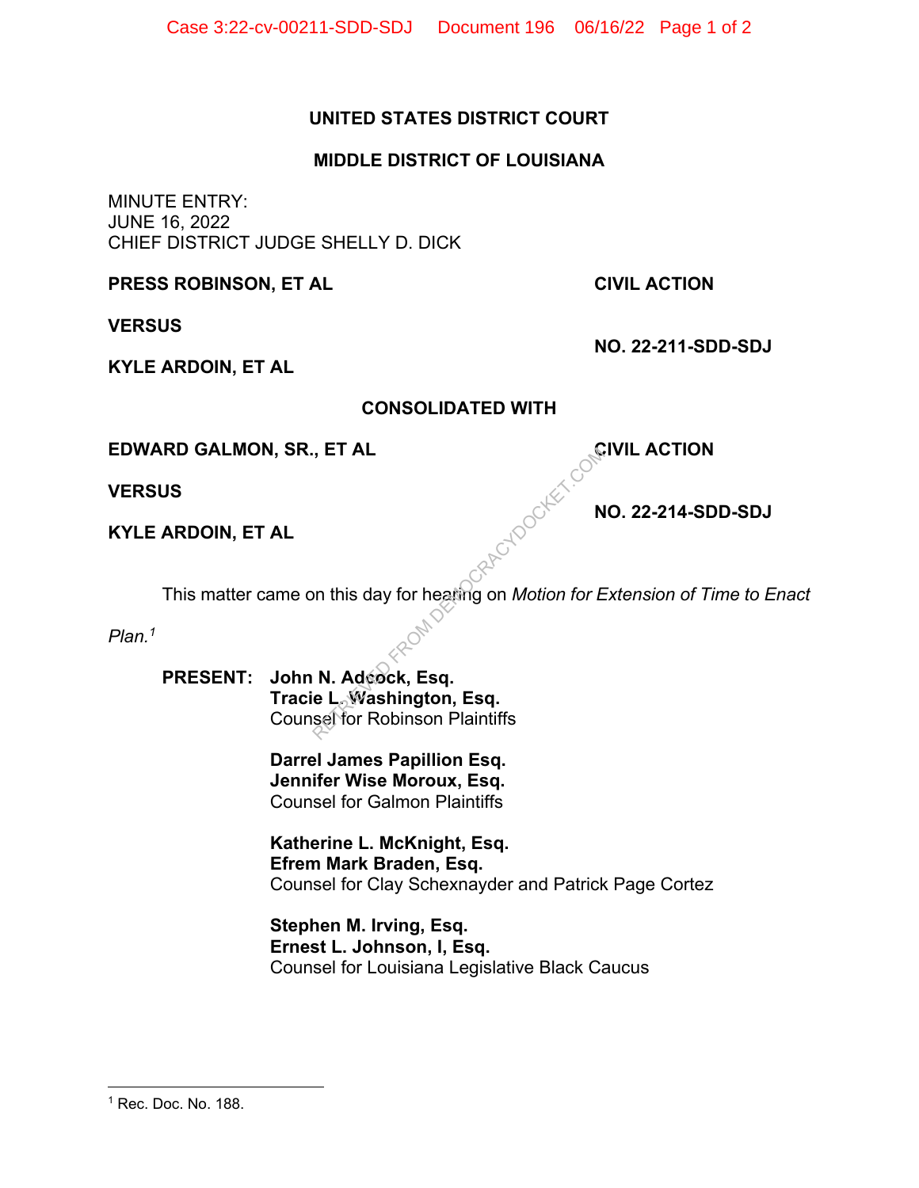**UNITED STATES DISTRICT COURT**

**MIDDLE DISTRICT OF LOUISIANA**

MINUTE ENTRY:
JUNE 16, 2022
CHIEF DISTRICT JUDGE SHELLY D. DICK

**PRESS ROBINSON, ET AL** **CIVIL ACTION**

**VERSUS** **NO. 22-211-SDD-SDJ**

**KYLE ARDOIN, ET AL**

**CONSOLIDATED WITH**

**EDWARD GALMON, SR., ET AL** **CIVIL ACTION**

**VERSUS** **NO. 22-214-SDD-SDJ**

**KYLE ARDOIN, ET AL**

This matter came on this day for hearing on *Motion for Extension of Time to Enact Plan.*[1]

**PRESENT:** **John N. Adcock, Esq.**
**Tracie L. Washington, Esq.**
Counsel for Robinson Plaintiffs

**Darrel James Papillion Esq.**
**Jennifer Wise Moroux, Esq.**
Counsel for Galmon Plaintiffs

**Katherine L. McKnight, Esq.**
**Efrem Mark Braden, Esq.**
Counsel for Clay Schexnayder and Patrick Page Cortez

**Stephen M. Irving, Esq.**
**Ernest L. Johnson, I, Esq.**
Counsel for Louisiana Legislative Black Caucus

[1] Rec. Doc. No. 188.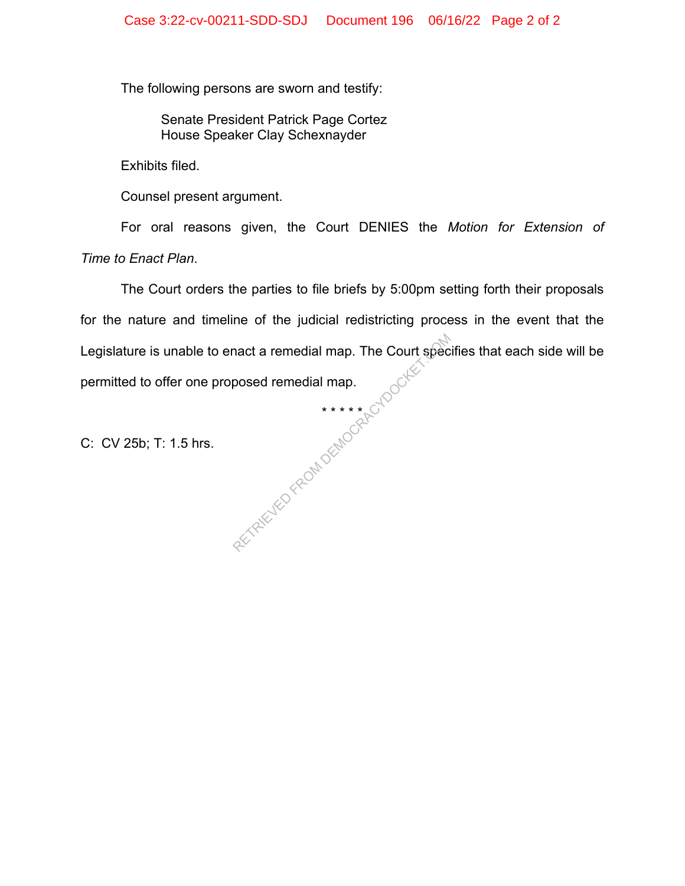The following persons are sworn and testify:

Senate President Patrick Page Cortez
House Speaker Clay Schexnayder

Exhibits filed.

Counsel present argument.

For oral reasons given, the Court DENIES the *Motion for Extension of Time to Enact Plan*.

The Court orders the parties to file briefs by 5:00pm setting forth their proposals for the nature and timeline of the judicial redistricting process in the event that the Legislature is unable to enact a remedial map. The Court specifies that each side will be permitted to offer one proposed remedial map.

* * * * *

C: CV 25b; T: 1.5 hrs.